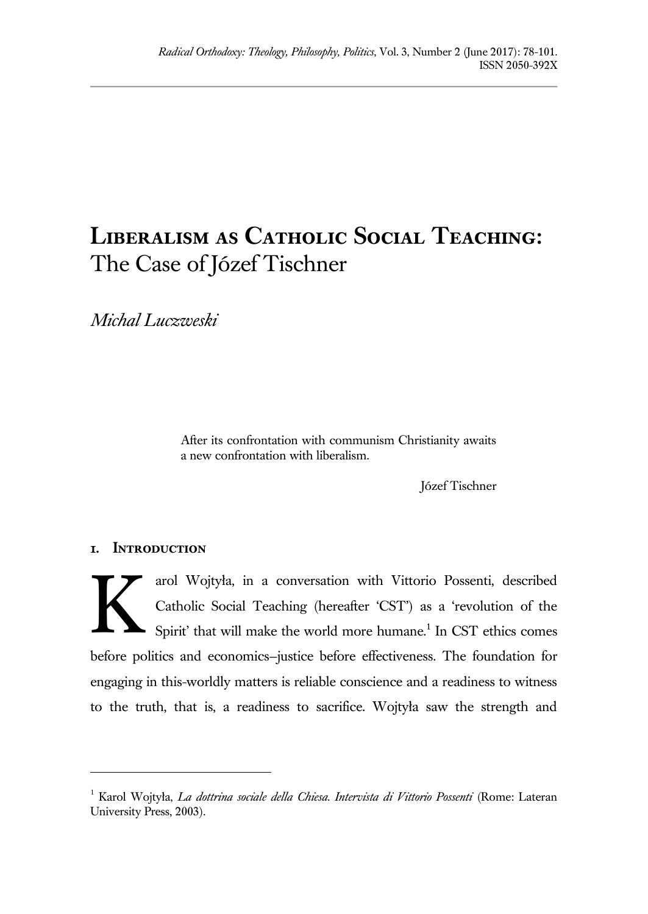# Liberalism as Catholic Social Teaching: The Case of Józef Tischner

*Michal Luczweski*

> After its confrontation with communism Christianity awaits a new confrontation with liberalism.
>
> Józef Tischner

## 1. Introduction

Karol Wojtyła, in a conversation with Vittorio Possenti, described Catholic Social Teaching (hereafter 'CST') as a 'revolution of the Spirit' that will make the world more humane.[1] In CST ethics comes before politics and economics–justice before effectiveness. The foundation for engaging in this-worldly matters is reliable conscience and a readiness to witness to the truth, that is, a readiness to sacrifice. Wojtyła saw the strength and

[1] Karol Wojtyła, *La dottrina sociale della Chiesa. Intervista di Vittorio Possenti* (Rome: Lateran University Press, 2003).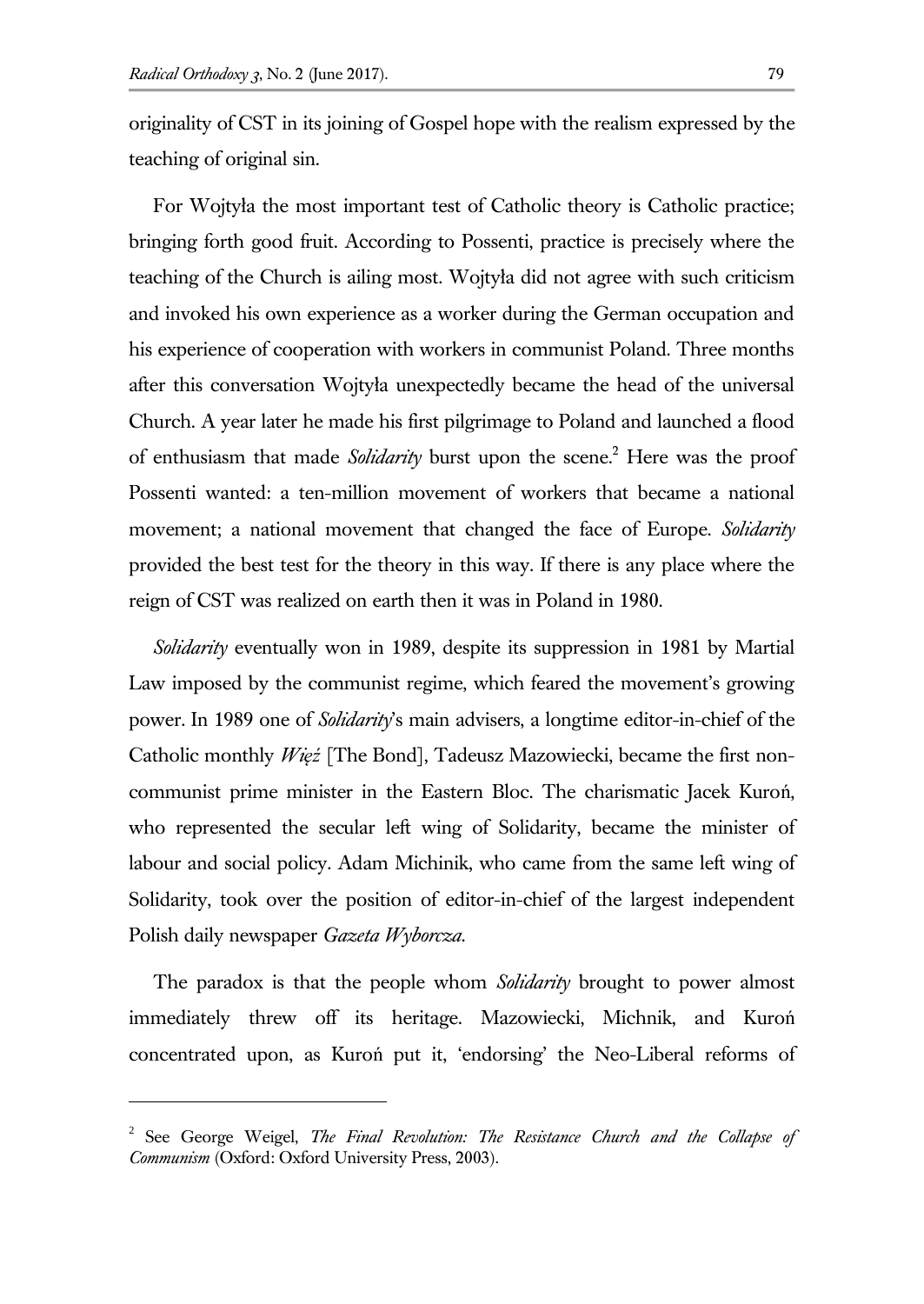originality of CST in its joining of Gospel hope with the realism expressed by the teaching of original sin.

For Wojtyła the most important test of Catholic theory is Catholic practice; bringing forth good fruit. According to Possenti, practice is precisely where the teaching of the Church is ailing most. Wojtyła did not agree with such criticism and invoked his own experience as a worker during the German occupation and his experience of cooperation with workers in communist Poland. Three months after this conversation Wojtyła unexpectedly became the head of the universal Church. A year later he made his first pilgrimage to Poland and launched a flood of enthusiasm that made *Solidarity* burst upon the scene.[2] Here was the proof Possenti wanted: a ten-million movement of workers that became a national movement; a national movement that changed the face of Europe. *Solidarity* provided the best test for the theory in this way. If there is any place where the reign of CST was realized on earth then it was in Poland in 1980.

*Solidarity* eventually won in 1989, despite its suppression in 1981 by Martial Law imposed by the communist regime, which feared the movement's growing power. In 1989 one of *Solidarity*'s main advisers, a longtime editor-in-chief of the Catholic monthly *Więź* [The Bond], Tadeusz Mazowiecki, became the first non-communist prime minister in the Eastern Bloc. The charismatic Jacek Kuroń, who represented the secular left wing of Solidarity, became the minister of labour and social policy. Adam Michinik, who came from the same left wing of Solidarity, took over the position of editor-in-chief of the largest independent Polish daily newspaper *Gazeta Wyborcza*.

The paradox is that the people whom *Solidarity* brought to power almost immediately threw off its heritage. Mazowiecki, Michnik, and Kuroń concentrated upon, as Kuroń put it, 'endorsing' the Neo-Liberal reforms of

---

[2] See George Weigel, *The Final Revolution: The Resistance Church and the Collapse of Communism* (Oxford: Oxford University Press, 2003).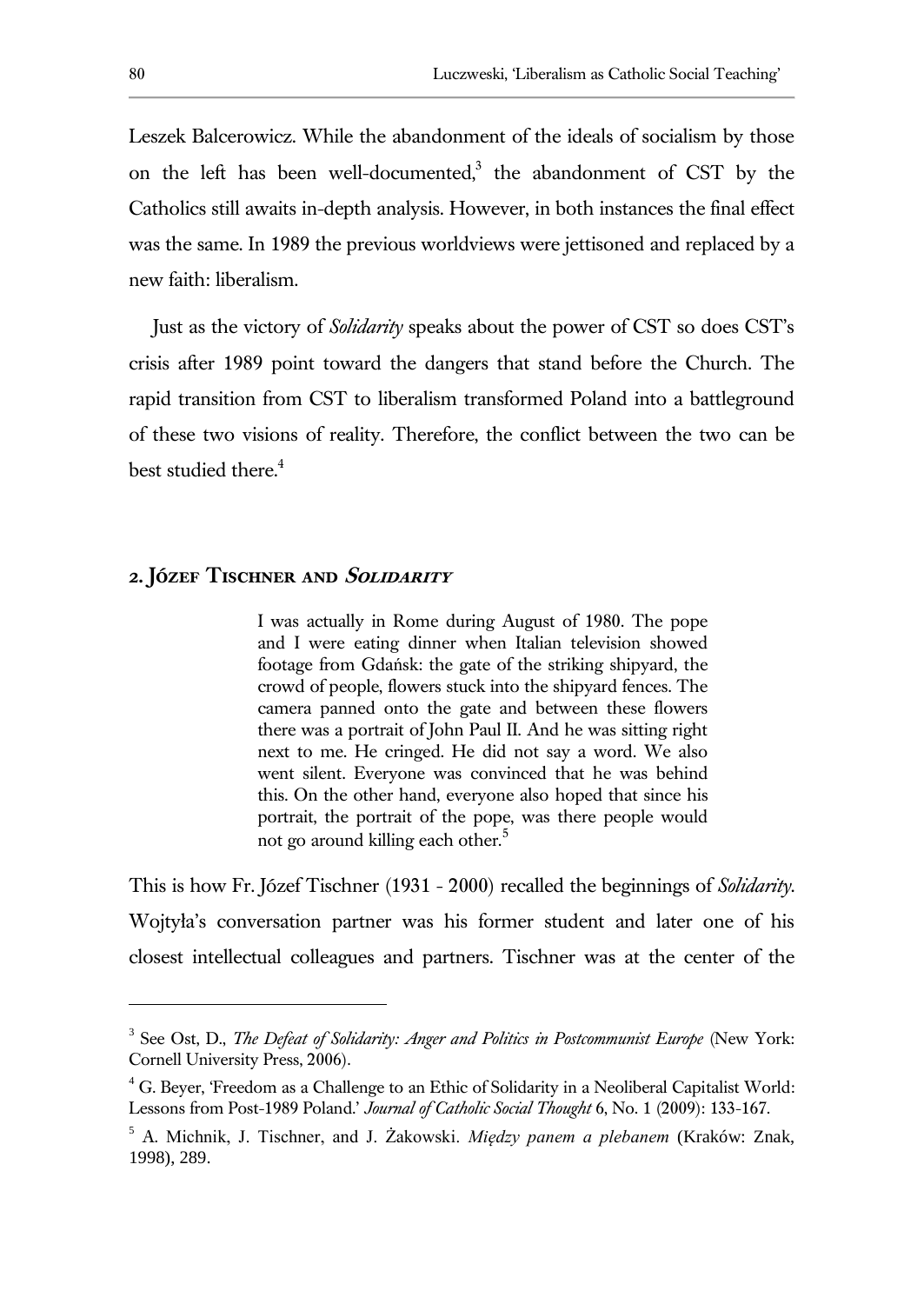Leszek Balcerowicz. While the abandonment of the ideals of socialism by those on the left has been well-documented,[3] the abandonment of CST by the Catholics still awaits in-depth analysis. However, in both instances the final effect was the same. In 1989 the previous worldviews were jettisoned and replaced by a new faith: liberalism.

Just as the victory of *Solidarity* speaks about the power of CST so does CST's crisis after 1989 point toward the dangers that stand before the Church. The rapid transition from CST to liberalism transformed Poland into a battleground of these two visions of reality. Therefore, the conflict between the two can be best studied there.[4]

## 2. Józef Tischner and *Solidarity*

> I was actually in Rome during August of 1980. The pope and I were eating dinner when Italian television showed footage from Gdańsk: the gate of the striking shipyard, the crowd of people, flowers stuck into the shipyard fences. The camera panned onto the gate and between these flowers there was a portrait of John Paul II. And he was sitting right next to me. He cringed. He did not say a word. We also went silent. Everyone was convinced that he was behind this. On the other hand, everyone also hoped that since his portrait, the portrait of the pope, was there people would not go around killing each other.[5]

This is how Fr. Józef Tischner (1931 - 2000) recalled the beginnings of *Solidarity*. Wojtyła's conversation partner was his former student and later one of his closest intellectual colleagues and partners. Tischner was at the center of the

---

[3] See Ost, D., *The Defeat of Solidarity: Anger and Politics in Postcommunist Europe* (New York: Cornell University Press, 2006).

[4] G. Beyer, 'Freedom as a Challenge to an Ethic of Solidarity in a Neoliberal Capitalist World: Lessons from Post-1989 Poland.' *Journal of Catholic Social Thought* 6, No. 1 (2009): 133-167.

[5] A. Michnik, J. Tischner, and J. Żakowski. *Między panem a plebanem* (Kraków: Znak, 1998), 289.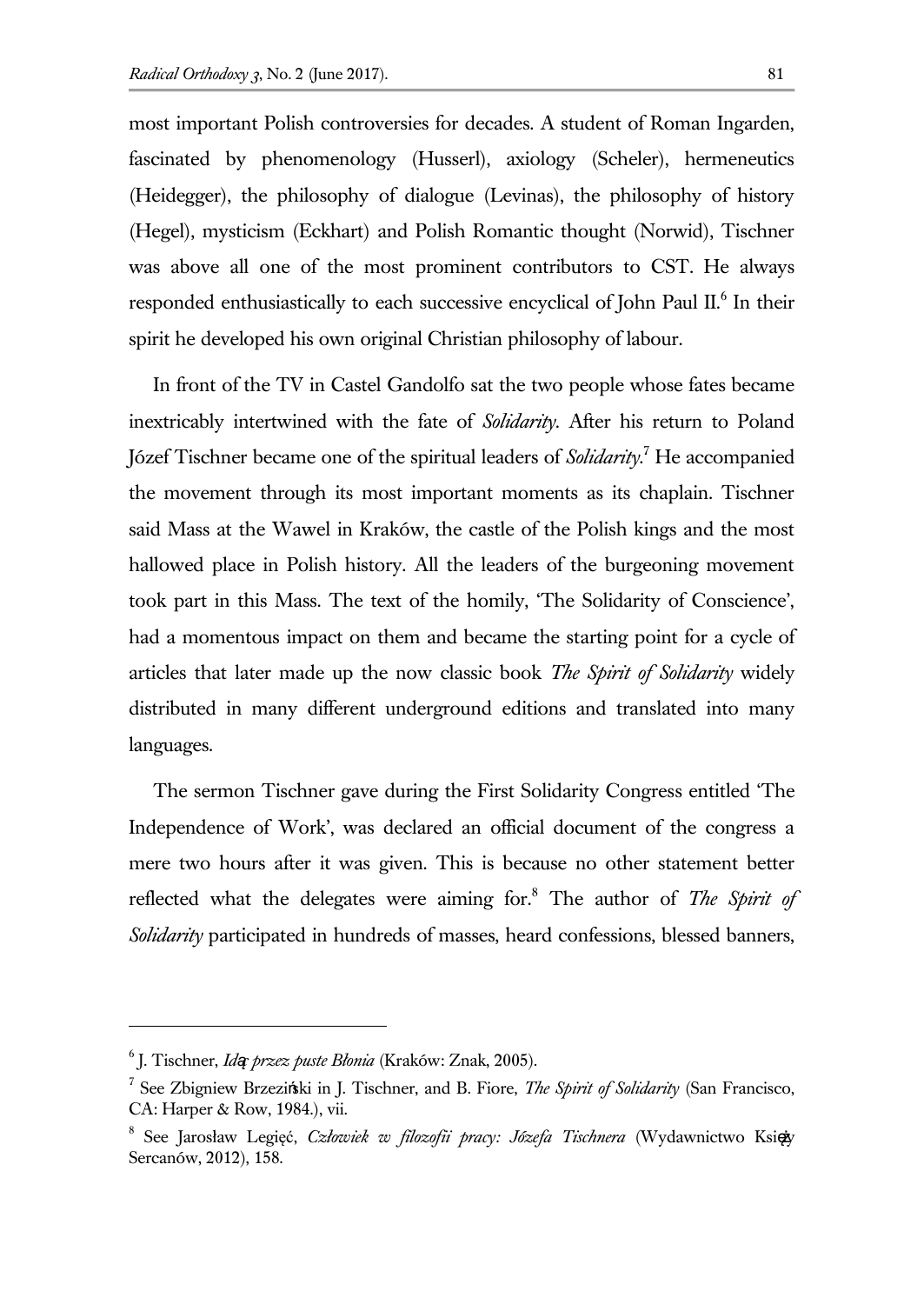most important Polish controversies for decades. A student of Roman Ingarden, fascinated by phenomenology (Husserl), axiology (Scheler), hermeneutics (Heidegger), the philosophy of dialogue (Levinas), the philosophy of history (Hegel), mysticism (Eckhart) and Polish Romantic thought (Norwid), Tischner was above all one of the most prominent contributors to CST. He always responded enthusiastically to each successive encyclical of John Paul II.[6] In their spirit he developed his own original Christian philosophy of labour.

In front of the TV in Castel Gandolfo sat the two people whose fates became inextricably intertwined with the fate of *Solidarity*. After his return to Poland Józef Tischner became one of the spiritual leaders of *Solidarity*.[7] He accompanied the movement through its most important moments as its chaplain. Tischner said Mass at the Wawel in Kraków, the castle of the Polish kings and the most hallowed place in Polish history. All the leaders of the burgeoning movement took part in this Mass. The text of the homily, 'The Solidarity of Conscience', had a momentous impact on them and became the starting point for a cycle of articles that later made up the now classic book *The Spirit of Solidarity* widely distributed in many different underground editions and translated into many languages.

The sermon Tischner gave during the First Solidarity Congress entitled 'The Independence of Work', was declared an official document of the congress a mere two hours after it was given. This is because no other statement better reflected what the delegates were aiming for.[8] The author of *The Spirit of Solidarity* participated in hundreds of masses, heard confessions, blessed banners,

---

[6] J. Tischner, *Idąc przez puste Błonia* (Kraków: Znak, 2005).

[7] See Zbigniew Brzeziński in J. Tischner, and B. Fiore, *The Spirit of Solidarity* (San Francisco, CA: Harper & Row, 1984.), vii.

[8] See Jarosław Legięć, *Człowiek w filozofii pracy: Józefa Tischnera* (Wydawnictwo Księży Sercanów, 2012), 158.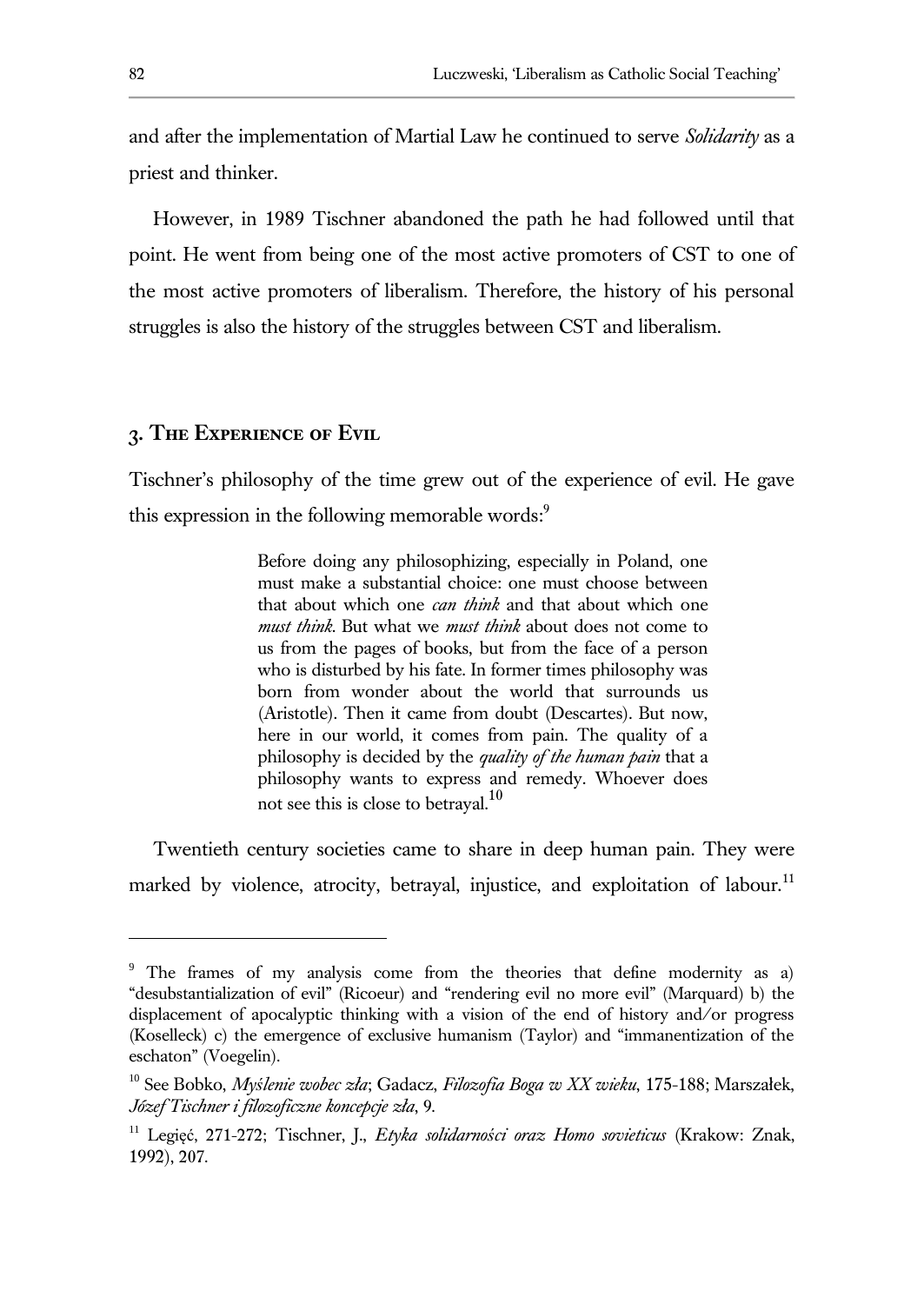and after the implementation of Martial Law he continued to serve *Solidarity* as a priest and thinker.

However, in 1989 Tischner abandoned the path he had followed until that point. He went from being one of the most active promoters of CST to one of the most active promoters of liberalism. Therefore, the history of his personal struggles is also the history of the struggles between CST and liberalism.

## 3. The Experience of Evil

Tischner's philosophy of the time grew out of the experience of evil. He gave this expression in the following memorable words:[9]

> Before doing any philosophizing, especially in Poland, one must make a substantial choice: one must choose between that about which one *can think* and that about which one *must think*. But what we *must think* about does not come to us from the pages of books, but from the face of a person who is disturbed by his fate. In former times philosophy was born from wonder about the world that surrounds us (Aristotle). Then it came from doubt (Descartes). But now, here in our world, it comes from pain. The quality of a philosophy is decided by the *quality of the human pain* that a philosophy wants to express and remedy. Whoever does not see this is close to betrayal.[10]

Twentieth century societies came to share in deep human pain. They were marked by violence, atrocity, betrayal, injustice, and exploitation of labour.[11]

---

[9] The frames of my analysis come from the theories that define modernity as a) "desubstantialization of evil" (Ricoeur) and "rendering evil no more evil" (Marquard) b) the displacement of apocalyptic thinking with a vision of the end of history and/or progress (Koselleck) c) the emergence of exclusive humanism (Taylor) and "immanentization of the eschaton" (Voegelin).

[10] See Bobko, *Myślenie wobec zła*; Gadacz, *Filozofia Boga w XX wieku*, 175-188; Marszałek, *Józef Tischner i filozoficzne koncepcje zła*, 9.

[11] Legięć, 271-272; Tischner, J., *Etyka solidarności oraz Homo sovieticus* (Krakow: Znak, 1992), 207.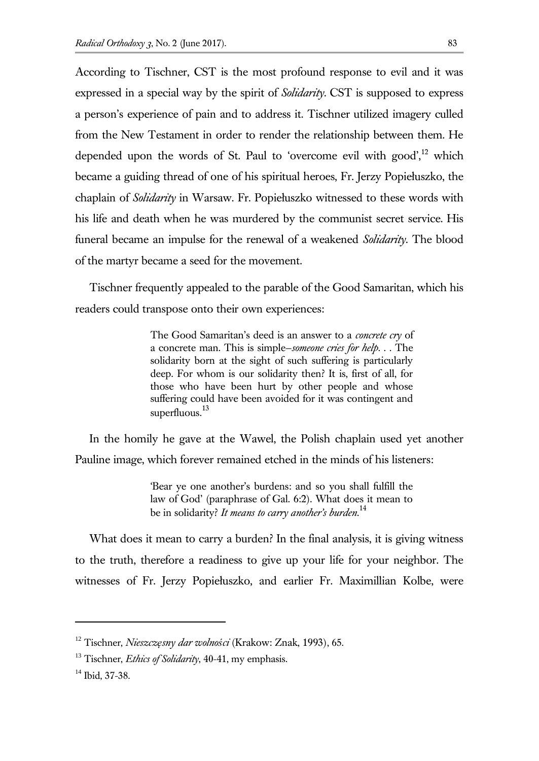According to Tischner, CST is the most profound response to evil and it was expressed in a special way by the spirit of *Solidarity*. CST is supposed to express a person's experience of pain and to address it. Tischner utilized imagery culled from the New Testament in order to render the relationship between them. He depended upon the words of St. Paul to 'overcome evil with good',[12] which became a guiding thread of one of his spiritual heroes, Fr. Jerzy Popiełuszko, the chaplain of *Solidarity* in Warsaw. Fr. Popiełuszko witnessed to these words with his life and death when he was murdered by the communist secret service. His funeral became an impulse for the renewal of a weakened *Solidarity*. The blood of the martyr became a seed for the movement.

Tischner frequently appealed to the parable of the Good Samaritan, which his readers could transpose onto their own experiences:

> The Good Samaritan's deed is an answer to a *concrete cry* of a concrete man. This is simple–*someone cries for help*. . . The solidarity born at the sight of such suffering is particularly deep. For whom is our solidarity then? It is, first of all, for those who have been hurt by other people and whose suffering could have been avoided for it was contingent and superfluous.[13]

In the homily he gave at the Wawel, the Polish chaplain used yet another Pauline image, which forever remained etched in the minds of his listeners:

> 'Bear ye one another's burdens: and so you shall fulfill the law of God' (paraphrase of Gal. 6:2). What does it mean to be in solidarity? *It means to carry another's burden.*[14]

What does it mean to carry a burden? In the final analysis, it is giving witness to the truth, therefore a readiness to give up your life for your neighbor. The witnesses of Fr. Jerzy Popiełuszko, and earlier Fr. Maximillian Kolbe, were

---

[12] Tischner, *Nieszczęsny dar wolności* (Krakow: Znak, 1993), 65.

[13] Tischner, *Ethics of Solidarity*, 40-41, my emphasis.

[14] Ibid, 37-38.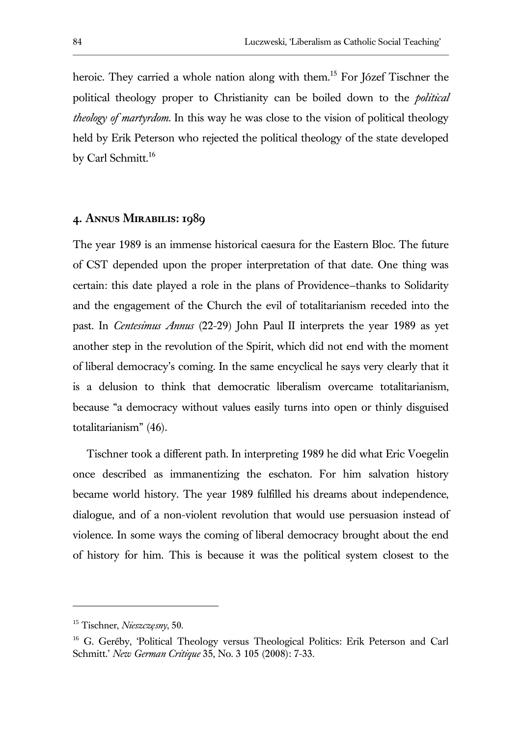heroic. They carried a whole nation along with them.[15] For Józef Tischner the political theology proper to Christianity can be boiled down to the *political theology of martyrdom*. In this way he was close to the vision of political theology held by Erik Peterson who rejected the political theology of the state developed by Carl Schmitt.[16]

## 4. Annus Mirabilis: 1989

The year 1989 is an immense historical caesura for the Eastern Bloc. The future of CST depended upon the proper interpretation of that date. One thing was certain: this date played a role in the plans of Providence–thanks to Solidarity and the engagement of the Church the evil of totalitarianism receded into the past. In *Centesimus Annus* (22-29) John Paul II interprets the year 1989 as yet another step in the revolution of the Spirit, which did not end with the moment of liberal democracy's coming. In the same encyclical he says very clearly that it is a delusion to think that democratic liberalism overcame totalitarianism, because "a democracy without values easily turns into open or thinly disguised totalitarianism" (46).

Tischner took a different path. In interpreting 1989 he did what Eric Voegelin once described as immanentizing the eschaton. For him salvation history became world history. The year 1989 fulfilled his dreams about independence, dialogue, and of a non-violent revolution that would use persuasion instead of violence. In some ways the coming of liberal democracy brought about the end of history for him. This is because it was the political system closest to the

---

[15] Tischner, *Nieszczęsny*, 50.

[16] G. Geréby, 'Political Theology versus Theological Politics: Erik Peterson and Carl Schmitt.' *New German Critique* 35, No. 3 105 (2008): 7-33.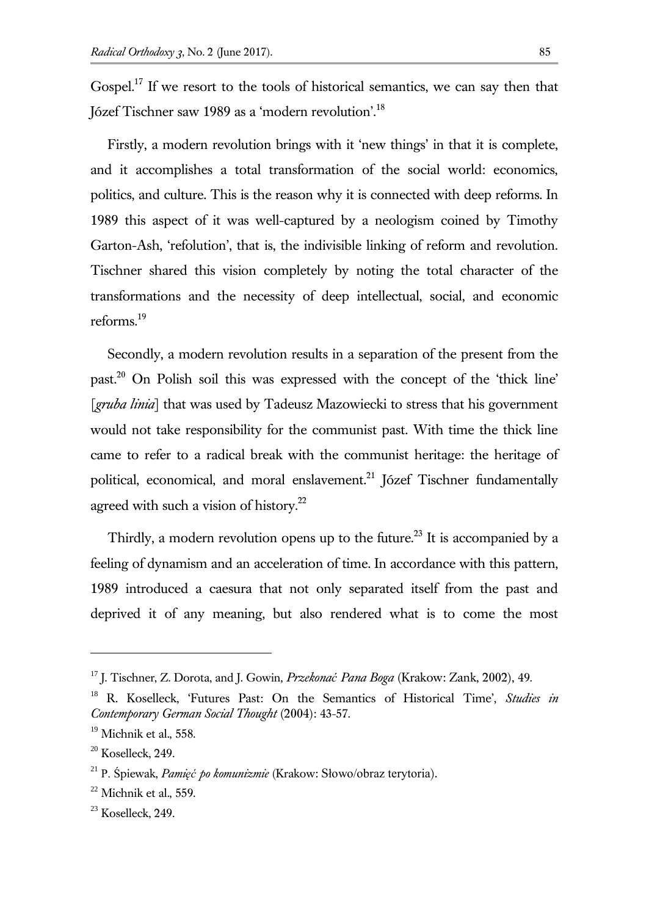Gospel.[17] If we resort to the tools of historical semantics, we can say then that Józef Tischner saw 1989 as a 'modern revolution'.[18]

Firstly, a modern revolution brings with it 'new things' in that it is complete, and it accomplishes a total transformation of the social world: economics, politics, and culture. This is the reason why it is connected with deep reforms. In 1989 this aspect of it was well-captured by a neologism coined by Timothy Garton-Ash, 'refolution', that is, the indivisible linking of reform and revolution. Tischner shared this vision completely by noting the total character of the transformations and the necessity of deep intellectual, social, and economic reforms.[19]

Secondly, a modern revolution results in a separation of the present from the past.[20] On Polish soil this was expressed with the concept of the 'thick line' [*gruba linia*] that was used by Tadeusz Mazowiecki to stress that his government would not take responsibility for the communist past. With time the thick line came to refer to a radical break with the communist heritage: the heritage of political, economical, and moral enslavement.[21] Józef Tischner fundamentally agreed with such a vision of history.[22]

Thirdly, a modern revolution opens up to the future.[23] It is accompanied by a feeling of dynamism and an acceleration of time. In accordance with this pattern, 1989 introduced a caesura that not only separated itself from the past and deprived it of any meaning, but also rendered what is to come the most

---

[17] J. Tischner, Z. Dorota, and J. Gowin, *Przekonać Pana Boga* (Krakow: Zank, 2002), 49.

[18] R. Koselleck, 'Futures Past: On the Semantics of Historical Time', *Studies in Contemporary German Social Thought* (2004): 43-57.

[19] Michnik et al., 558.

[20] Koselleck, 249.

[21] P. Śpiewak, *Pamięć po komunizmie* (Krakow: Słowo/obraz terytoria).

[22] Michnik et al., 559.

[23] Koselleck, 249.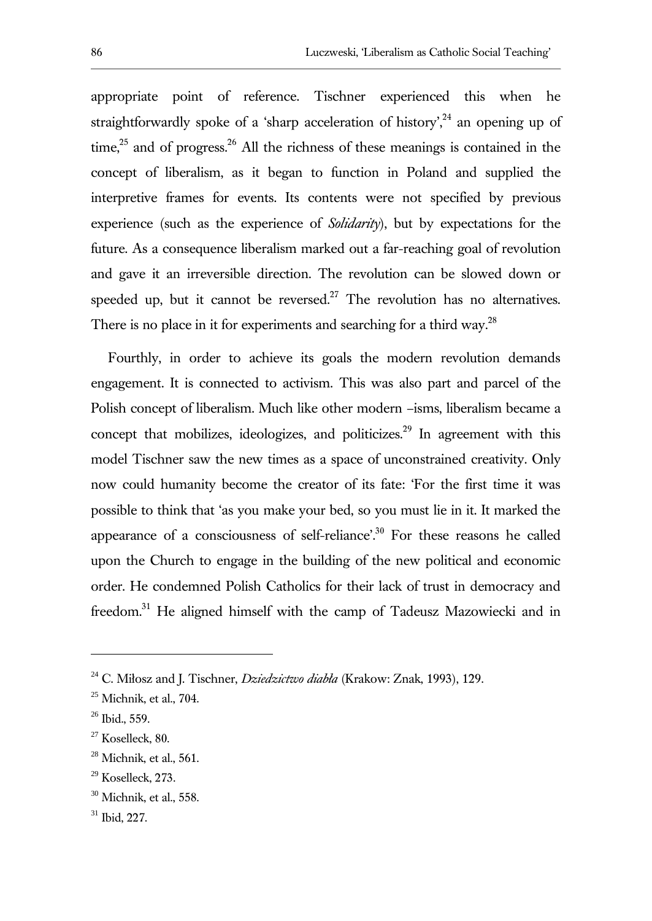appropriate point of reference. Tischner experienced this when he straightforwardly spoke of a 'sharp acceleration of history',[24] an opening up of time,[25] and of progress.[26] All the richness of these meanings is contained in the concept of liberalism, as it began to function in Poland and supplied the interpretive frames for events. Its contents were not specified by previous experience (such as the experience of *Solidarity*), but by expectations for the future. As a consequence liberalism marked out a far-reaching goal of revolution and gave it an irreversible direction. The revolution can be slowed down or speeded up, but it cannot be reversed.[27] The revolution has no alternatives. There is no place in it for experiments and searching for a third way.[28]

Fourthly, in order to achieve its goals the modern revolution demands engagement. It is connected to activism. This was also part and parcel of the Polish concept of liberalism. Much like other modern –isms, liberalism became a concept that mobilizes, ideologizes, and politicizes.[29] In agreement with this model Tischner saw the new times as a space of unconstrained creativity. Only now could humanity become the creator of its fate: 'For the first time it was possible to think that 'as you make your bed, so you must lie in it. It marked the appearance of a consciousness of self-reliance'.[30] For these reasons he called upon the Church to engage in the building of the new political and economic order. He condemned Polish Catholics for their lack of trust in democracy and freedom.[31] He aligned himself with the camp of Tadeusz Mazowiecki and in

---

[24] C. Miłosz and J. Tischner, *Dziedzictwo diabła* (Krakow: Znak, 1993), 129.

[25] Michnik, et al., 704.

[26] Ibid., 559.

[27] Koselleck, 80.

[28] Michnik, et al., 561.

[29] Koselleck, 273.

[30] Michnik, et al., 558.

[31] Ibid, 227.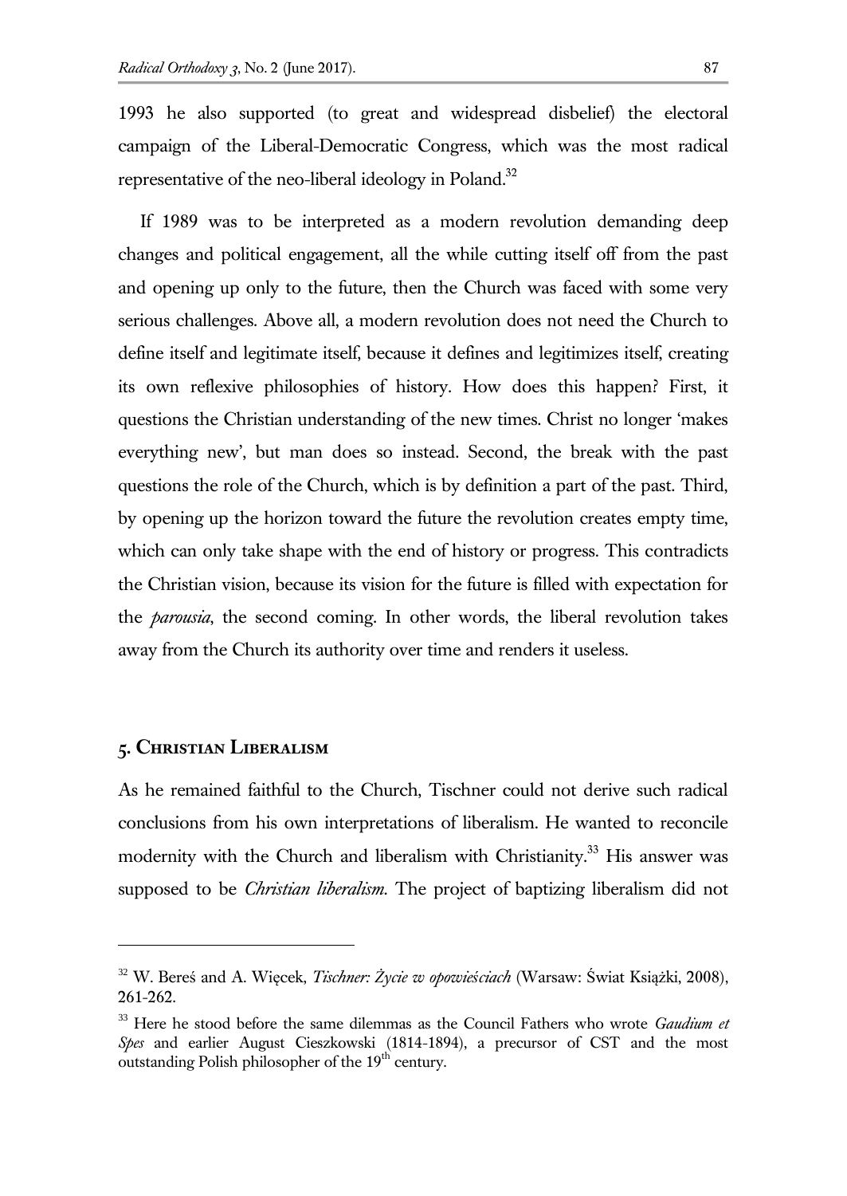1993 he also supported (to great and widespread disbelief) the electoral campaign of the Liberal-Democratic Congress, which was the most radical representative of the neo-liberal ideology in Poland.[32]

If 1989 was to be interpreted as a modern revolution demanding deep changes and political engagement, all the while cutting itself off from the past and opening up only to the future, then the Church was faced with some very serious challenges. Above all, a modern revolution does not need the Church to define itself and legitimate itself, because it defines and legitimizes itself, creating its own reflexive philosophies of history. How does this happen? First, it questions the Christian understanding of the new times. Christ no longer 'makes everything new', but man does so instead. Second, the break with the past questions the role of the Church, which is by definition a part of the past. Third, by opening up the horizon toward the future the revolution creates empty time, which can only take shape with the end of history or progress. This contradicts the Christian vision, because its vision for the future is filled with expectation for the *parousia*, the second coming. In other words, the liberal revolution takes away from the Church its authority over time and renders it useless.

## 5. Christian Liberalism

As he remained faithful to the Church, Tischner could not derive such radical conclusions from his own interpretations of liberalism. He wanted to reconcile modernity with the Church and liberalism with Christianity.[33] His answer was supposed to be *Christian liberalism*. The project of baptizing liberalism did not

---

[32] W. Bereś and A. Więcek, *Tischner: Życie w opowieściach* (Warsaw: Świat Książki, 2008), 261-262.

[33] Here he stood before the same dilemmas as the Council Fathers who wrote *Gaudium et Spes* and earlier August Cieszkowski (1814-1894), a precursor of CST and the most outstanding Polish philosopher of the 19th century.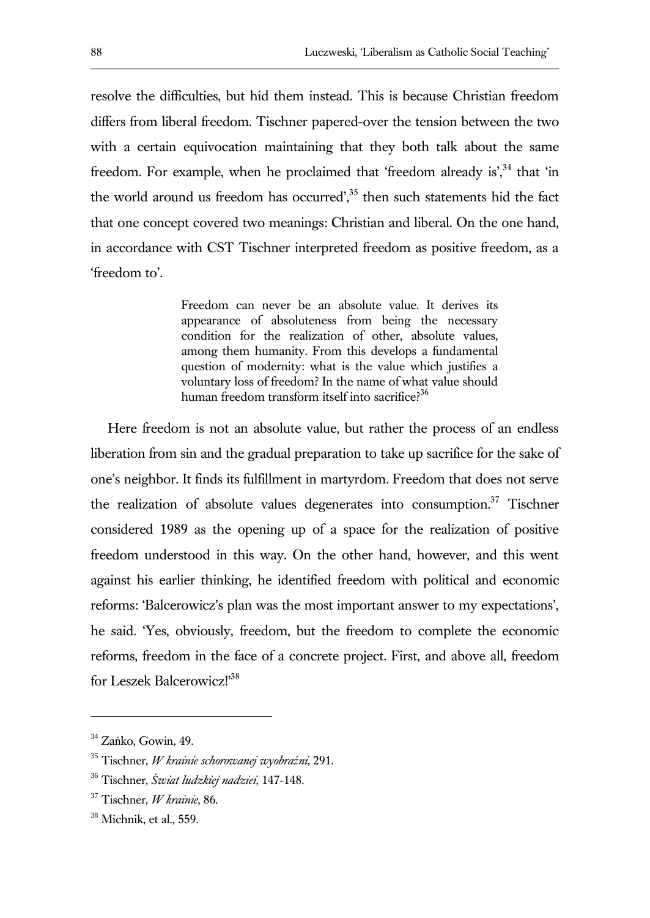resolve the difficulties, but hid them instead. This is because Christian freedom differs from liberal freedom. Tischner papered-over the tension between the two with a certain equivocation maintaining that they both talk about the same freedom. For example, when he proclaimed that 'freedom already is',[34] that 'in the world around us freedom has occurred',[35] then such statements hid the fact that one concept covered two meanings: Christian and liberal. On the one hand, in accordance with CST Tischner interpreted freedom as positive freedom, as a 'freedom to'.

> Freedom can never be an absolute value. It derives its appearance of absoluteness from being the necessary condition for the realization of other, absolute values, among them humanity. From this develops a fundamental question of modernity: what is the value which justifies a voluntary loss of freedom? In the name of what value should human freedom transform itself into sacrifice?[36]

Here freedom is not an absolute value, but rather the process of an endless liberation from sin and the gradual preparation to take up sacrifice for the sake of one's neighbor. It finds its fulfillment in martyrdom. Freedom that does not serve the realization of absolute values degenerates into consumption.[37] Tischner considered 1989 as the opening up of a space for the realization of positive freedom understood in this way. On the other hand, however, and this went against his earlier thinking, he identified freedom with political and economic reforms: 'Balcerowicz's plan was the most important answer to my expectations', he said. 'Yes, obviously, freedom, but the freedom to complete the economic reforms, freedom in the face of a concrete project. First, and above all, freedom for Leszek Balcerowicz!'[38]

---

[34] Zańko, Gowin, 49.

[35] Tischner, *W krainie schorowanej wyobraźni*, 291.

[36] Tischner, *Świat ludzkiej nadziei*, 147-148.

[37] Tischner, *W krainie*, 86.

[38] Michnik, et al., 559.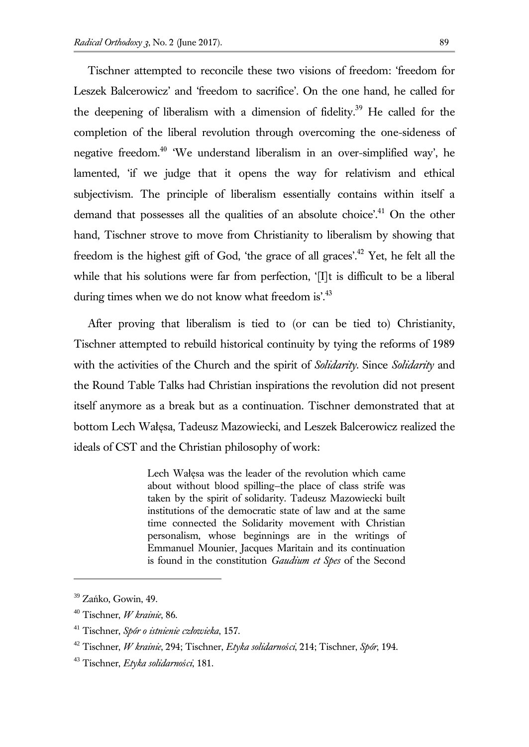Tischner attempted to reconcile these two visions of freedom: 'freedom for Leszek Balcerowicz' and 'freedom to sacrifice'. On the one hand, he called for the deepening of liberalism with a dimension of fidelity.[39] He called for the completion of the liberal revolution through overcoming the one-sideness of negative freedom.[40] 'We understand liberalism in an over-simplified way', he lamented, 'if we judge that it opens the way for relativism and ethical subjectivism. The principle of liberalism essentially contains within itself a demand that possesses all the qualities of an absolute choice'.[41] On the other hand, Tischner strove to move from Christianity to liberalism by showing that freedom is the highest gift of God, 'the grace of all graces'.[42] Yet, he felt all the while that his solutions were far from perfection, '[I]t is difficult to be a liberal during times when we do not know what freedom is'.[43]

After proving that liberalism is tied to (or can be tied to) Christianity, Tischner attempted to rebuild historical continuity by tying the reforms of 1989 with the activities of the Church and the spirit of *Solidarity*. Since *Solidarity* and the Round Table Talks had Christian inspirations the revolution did not present itself anymore as a break but as a continuation. Tischner demonstrated that at bottom Lech Wałęsa, Tadeusz Mazowiecki, and Leszek Balcerowicz realized the ideals of CST and the Christian philosophy of work:

> Lech Wałęsa was the leader of the revolution which came about without blood spilling–the place of class strife was taken by the spirit of solidarity. Tadeusz Mazowiecki built institutions of the democratic state of law and at the same time connected the Solidarity movement with Christian personalism, whose beginnings are in the writings of Emmanuel Mounier, Jacques Maritain and its continuation is found in the constitution *Gaudium et Spes* of the Second

---

[39] Zańko, Gowin, 49.

[40] Tischner, *W krainie*, 86.

[41] Tischner, *Spór o istnienie człowieka*, 157.

[42] Tischner, *W krainie*, 294; Tischner, *Etyka solidarności*, 214; Tischner, *Spór*, 194.

[43] Tischner, *Etyka solidarności*, 181.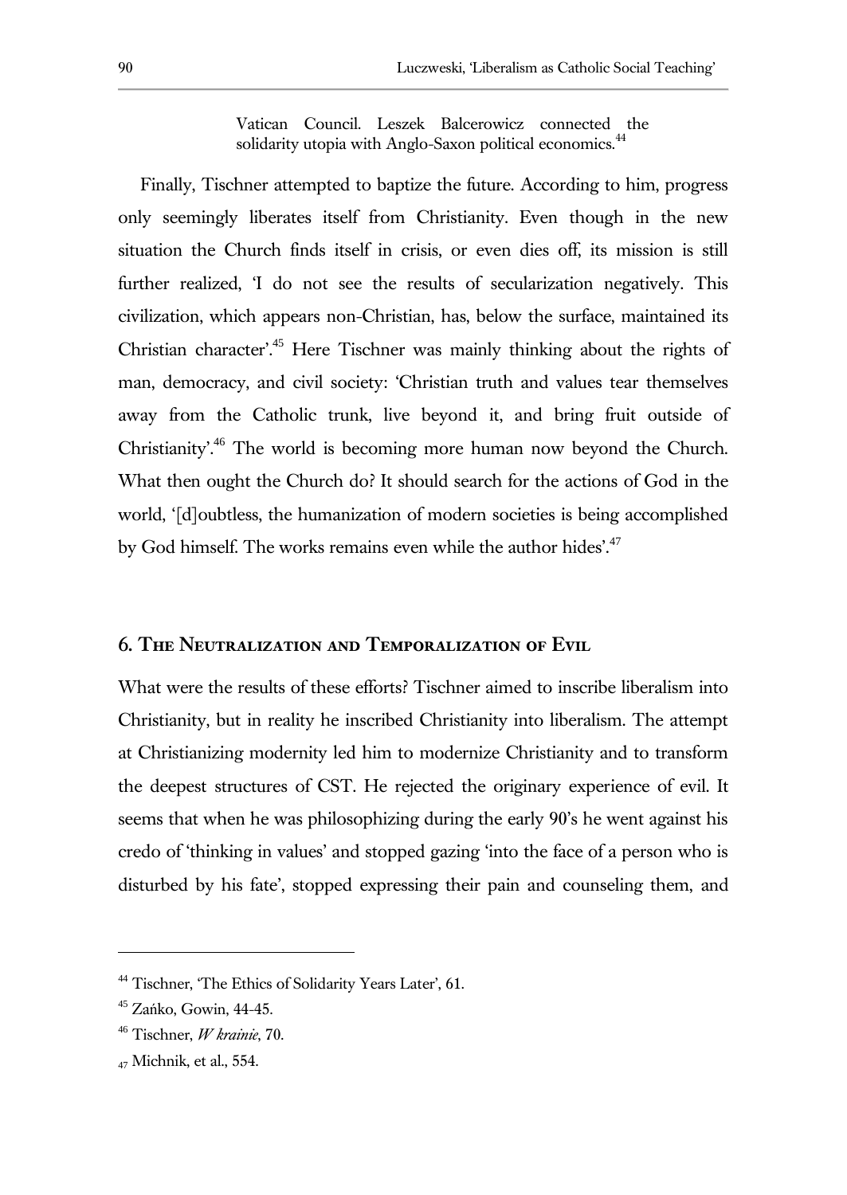> Vatican Council. Leszek Balcerowicz connected the solidarity utopia with Anglo-Saxon political economics.[44]

Finally, Tischner attempted to baptize the future. According to him, progress only seemingly liberates itself from Christianity. Even though in the new situation the Church finds itself in crisis, or even dies off, its mission is still further realized, 'I do not see the results of secularization negatively. This civilization, which appears non-Christian, has, below the surface, maintained its Christian character'.[45] Here Tischner was mainly thinking about the rights of man, democracy, and civil society: 'Christian truth and values tear themselves away from the Catholic trunk, live beyond it, and bring fruit outside of Christianity'.[46] The world is becoming more human now beyond the Church. What then ought the Church do? It should search for the actions of God in the world, '[d]oubtless, the humanization of modern societies is being accomplished by God himself. The works remains even while the author hides'.[47]

## 6. The Neutralization and Temporalization of Evil

What were the results of these efforts? Tischner aimed to inscribe liberalism into Christianity, but in reality he inscribed Christianity into liberalism. The attempt at Christianizing modernity led him to modernize Christianity and to transform the deepest structures of CST. He rejected the originary experience of evil. It seems that when he was philosophizing during the early 90's he went against his credo of 'thinking in values' and stopped gazing 'into the face of a person who is disturbed by his fate', stopped expressing their pain and counseling them, and

---

[44] Tischner, 'The Ethics of Solidarity Years Later', 61.

[45] Zańko, Gowin, 44-45.

[46] Tischner, *W krainie*, 70.

[47] Michnik, et al., 554.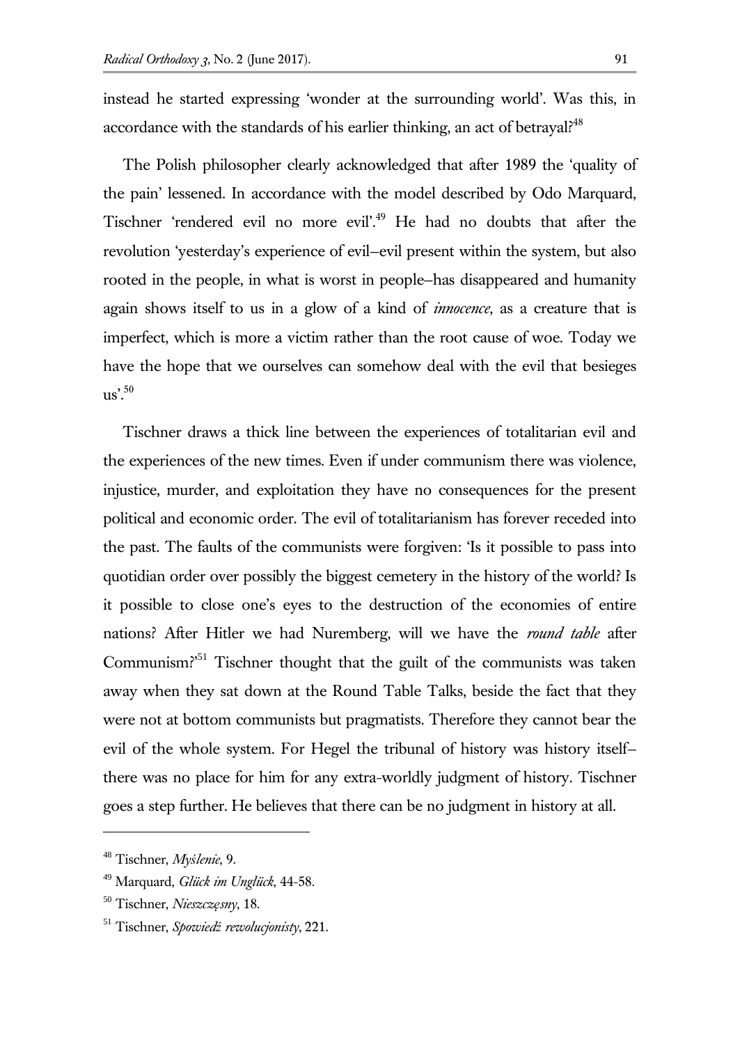instead he started expressing 'wonder at the surrounding world'. Was this, in accordance with the standards of his earlier thinking, an act of betrayal?[48]

The Polish philosopher clearly acknowledged that after 1989 the 'quality of the pain' lessened. In accordance with the model described by Odo Marquard, Tischner 'rendered evil no more evil'.[49] He had no doubts that after the revolution 'yesterday's experience of evil–evil present within the system, but also rooted in the people, in what is worst in people–has disappeared and humanity again shows itself to us in a glow of a kind of *innocence*, as a creature that is imperfect, which is more a victim rather than the root cause of woe. Today we have the hope that we ourselves can somehow deal with the evil that besieges us'.[50]

Tischner draws a thick line between the experiences of totalitarian evil and the experiences of the new times. Even if under communism there was violence, injustice, murder, and exploitation they have no consequences for the present political and economic order. The evil of totalitarianism has forever receded into the past. The faults of the communists were forgiven: 'Is it possible to pass into quotidian order over possibly the biggest cemetery in the history of the world? Is it possible to close one's eyes to the destruction of the economies of entire nations? After Hitler we had Nuremberg, will we have the *round table* after Communism?'[51] Tischner thought that the guilt of the communists was taken away when they sat down at the Round Table Talks, beside the fact that they were not at bottom communists but pragmatists. Therefore they cannot bear the evil of the whole system. For Hegel the tribunal of history was history itself–there was no place for him for any extra-worldly judgment of history. Tischner goes a step further. He believes that there can be no judgment in history at all.

---

[48] Tischner, *Myślenie*, 9.

[49] Marquard, *Glück im Unglück*, 44-58.

[50] Tischner, *Nieszczęsny*, 18.

[51] Tischner, *Spowiedź rewolucjonisty*, 221.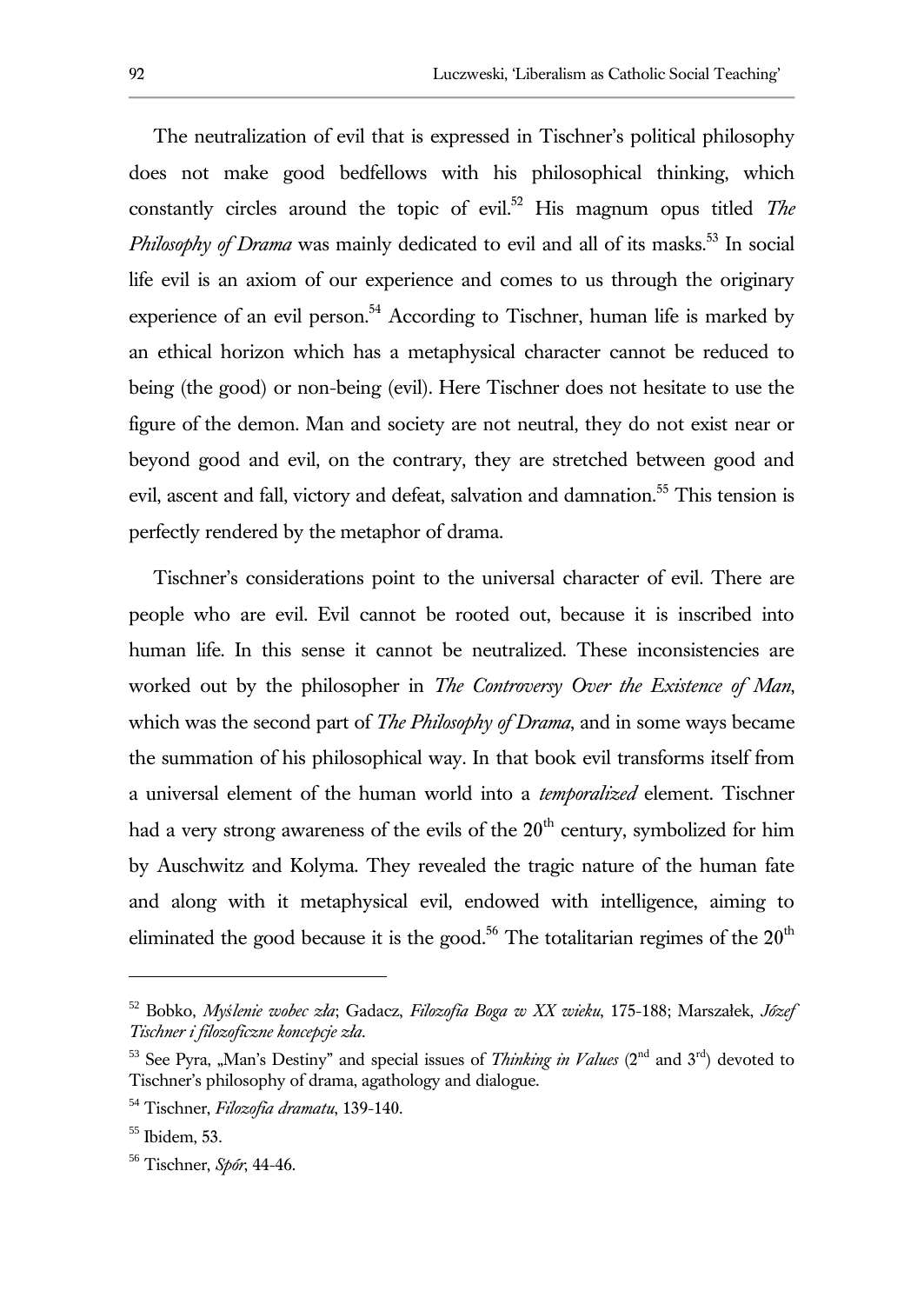The neutralization of evil that is expressed in Tischner's political philosophy does not make good bedfellows with his philosophical thinking, which constantly circles around the topic of evil.[52] His magnum opus titled *The Philosophy of Drama* was mainly dedicated to evil and all of its masks.[53] In social life evil is an axiom of our experience and comes to us through the originary experience of an evil person.[54] According to Tischner, human life is marked by an ethical horizon which has a metaphysical character cannot be reduced to being (the good) or non-being (evil). Here Tischner does not hesitate to use the figure of the demon. Man and society are not neutral, they do not exist near or beyond good and evil, on the contrary, they are stretched between good and evil, ascent and fall, victory and defeat, salvation and damnation.[55] This tension is perfectly rendered by the metaphor of drama.

Tischner's considerations point to the universal character of evil. There are people who are evil. Evil cannot be rooted out, because it is inscribed into human life. In this sense it cannot be neutralized. These inconsistencies are worked out by the philosopher in *The Controversy Over the Existence of Man*, which was the second part of *The Philosophy of Drama*, and in some ways became the summation of his philosophical way. In that book evil transforms itself from a universal element of the human world into a *temporalized* element. Tischner had a very strong awareness of the evils of the 20th century, symbolized for him by Auschwitz and Kolyma. They revealed the tragic nature of the human fate and along with it metaphysical evil, endowed with intelligence, aiming to eliminated the good because it is the good.[56] The totalitarian regimes of the 20th

---

[52] Bobko, *Myślenie wobec zła*; Gadacz, *Filozofia Boga w XX wieku*, 175-188; Marszałek, *Józef Tischner i filozoficzne koncepcje zła*.

[53] See Pyra, „Man's Destiny" and special issues of *Thinking in Values* (2nd and 3rd) devoted to Tischner's philosophy of drama, agathology and dialogue.

[54] Tischner, *Filozofia dramatu*, 139-140.

[55] Ibidem, 53.

[56] Tischner, *Spór*, 44-46.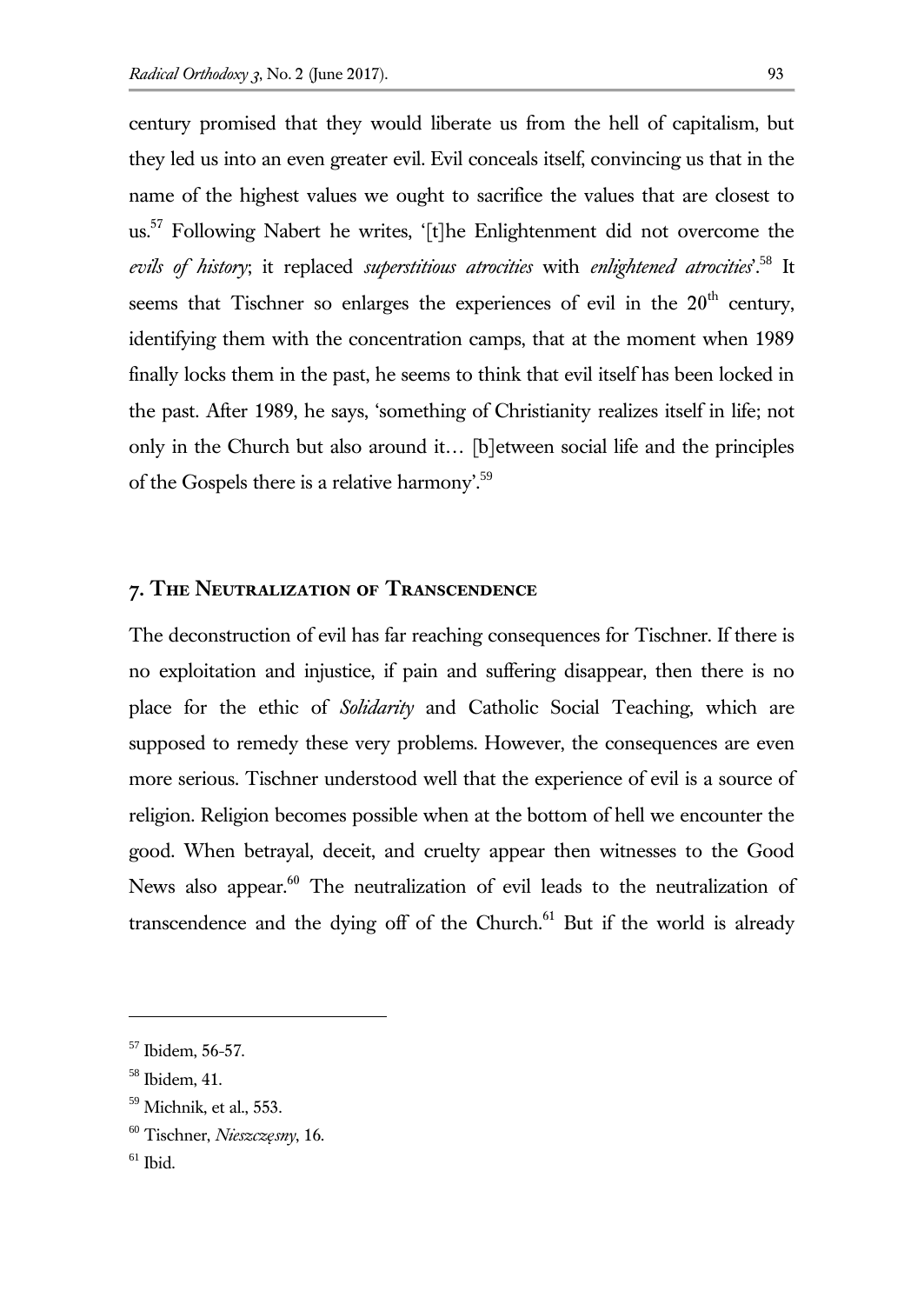century promised that they would liberate us from the hell of capitalism, but they led us into an even greater evil. Evil conceals itself, convincing us that in the name of the highest values we ought to sacrifice the values that are closest to us.[57] Following Nabert he writes, '[t]he Enlightenment did not overcome the *evils of history*; it replaced *superstitious atrocities* with *enlightened atrocities*'.[58] It seems that Tischner so enlarges the experiences of evil in the 20th century, identifying them with the concentration camps, that at the moment when 1989 finally locks them in the past, he seems to think that evil itself has been locked in the past. After 1989, he says, 'something of Christianity realizes itself in life; not only in the Church but also around it… [b]etween social life and the principles of the Gospels there is a relative harmony'.[59]

## 7. The Neutralization of Transcendence

The deconstruction of evil has far reaching consequences for Tischner. If there is no exploitation and injustice, if pain and suffering disappear, then there is no place for the ethic of *Solidarity* and Catholic Social Teaching, which are supposed to remedy these very problems. However, the consequences are even more serious. Tischner understood well that the experience of evil is a source of religion. Religion becomes possible when at the bottom of hell we encounter the good. When betrayal, deceit, and cruelty appear then witnesses to the Good News also appear.[60] The neutralization of evil leads to the neutralization of transcendence and the dying off of the Church.[61] But if the world is already

---

[57] Ibidem, 56-57.

[58] Ibidem, 41.

[59] Michnik, et al., 553.

[60] Tischner, *Nieszczęsny*, 16.

[61] Ibid.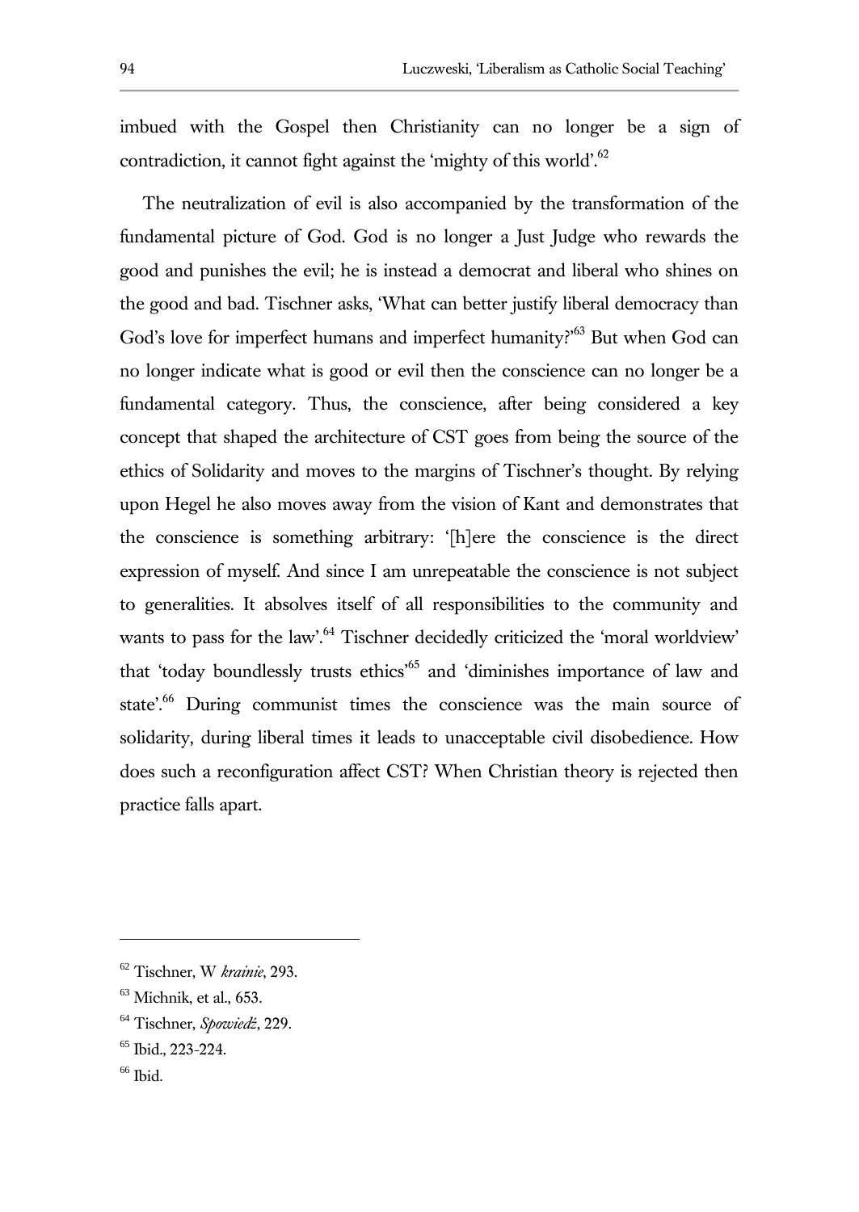imbued with the Gospel then Christianity can no longer be a sign of contradiction, it cannot fight against the 'mighty of this world'.[62]

The neutralization of evil is also accompanied by the transformation of the fundamental picture of God. God is no longer a Just Judge who rewards the good and punishes the evil; he is instead a democrat and liberal who shines on the good and bad. Tischner asks, 'What can better justify liberal democracy than God's love for imperfect humans and imperfect humanity?'[63] But when God can no longer indicate what is good or evil then the conscience can no longer be a fundamental category. Thus, the conscience, after being considered a key concept that shaped the architecture of CST goes from being the source of the ethics of Solidarity and moves to the margins of Tischner's thought. By relying upon Hegel he also moves away from the vision of Kant and demonstrates that the conscience is something arbitrary: '[h]ere the conscience is the direct expression of myself. And since I am unrepeatable the conscience is not subject to generalities. It absolves itself of all responsibilities to the community and wants to pass for the law'.[64] Tischner decidedly criticized the 'moral worldview' that 'today boundlessly trusts ethics'[65] and 'diminishes importance of law and state'.[66] During communist times the conscience was the main source of solidarity, during liberal times it leads to unacceptable civil disobedience. How does such a reconfiguration affect CST? When Christian theory is rejected then practice falls apart.

---

[62] Tischner, W *krainie*, 293.

[63] Michnik, et al., 653.

[64] Tischner, *Spowiedź*, 229.

[65] Ibid., 223-224.

[66] Ibid.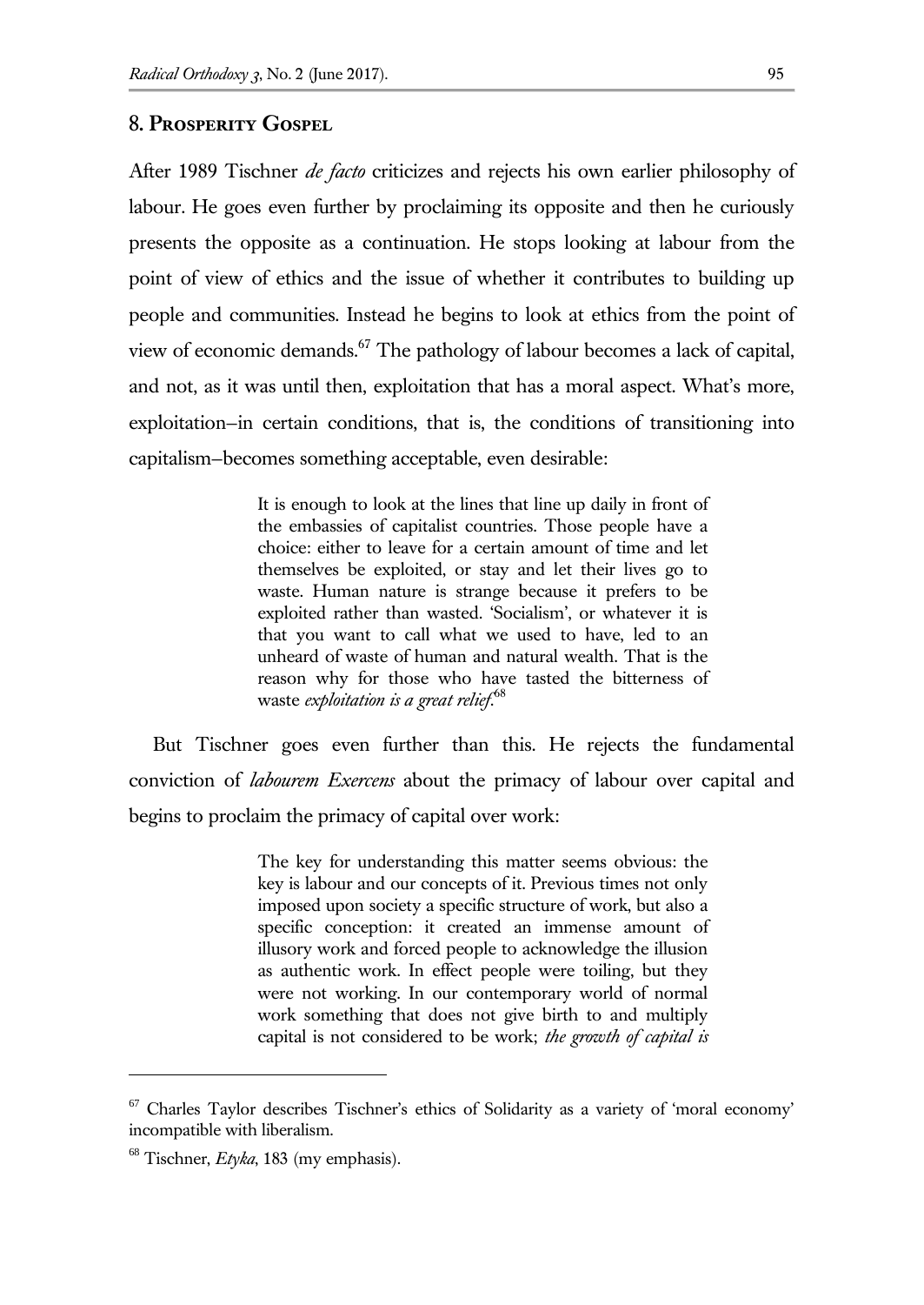## 8. Prosperity Gospel

After 1989 Tischner *de facto* criticizes and rejects his own earlier philosophy of labour. He goes even further by proclaiming its opposite and then he curiously presents the opposite as a continuation. He stops looking at labour from the point of view of ethics and the issue of whether it contributes to building up people and communities. Instead he begins to look at ethics from the point of view of economic demands.[67] The pathology of labour becomes a lack of capital, and not, as it was until then, exploitation that has a moral aspect. What's more, exploitation–in certain conditions, that is, the conditions of transitioning into capitalism–becomes something acceptable, even desirable:

> It is enough to look at the lines that line up daily in front of the embassies of capitalist countries. Those people have a choice: either to leave for a certain amount of time and let themselves be exploited, or stay and let their lives go to waste. Human nature is strange because it prefers to be exploited rather than wasted. 'Socialism', or whatever it is that you want to call what we used to have, led to an unheard of waste of human and natural wealth. That is the reason why for those who have tasted the bitterness of waste *exploitation is a great relief*.[68]

But Tischner goes even further than this. He rejects the fundamental conviction of *labourem Exercens* about the primacy of labour over capital and begins to proclaim the primacy of capital over work:

> The key for understanding this matter seems obvious: the key is labour and our concepts of it. Previous times not only imposed upon society a specific structure of work, but also a specific conception: it created an immense amount of illusory work and forced people to acknowledge the illusion as authentic work. In effect people were toiling, but they were not working. In our contemporary world of normal work something that does not give birth to and multiply capital is not considered to be work; *the growth of capital is*

[67] Charles Taylor describes Tischner's ethics of Solidarity as a variety of 'moral economy' incompatible with liberalism.

[68] Tischner, *Etyka*, 183 (my emphasis).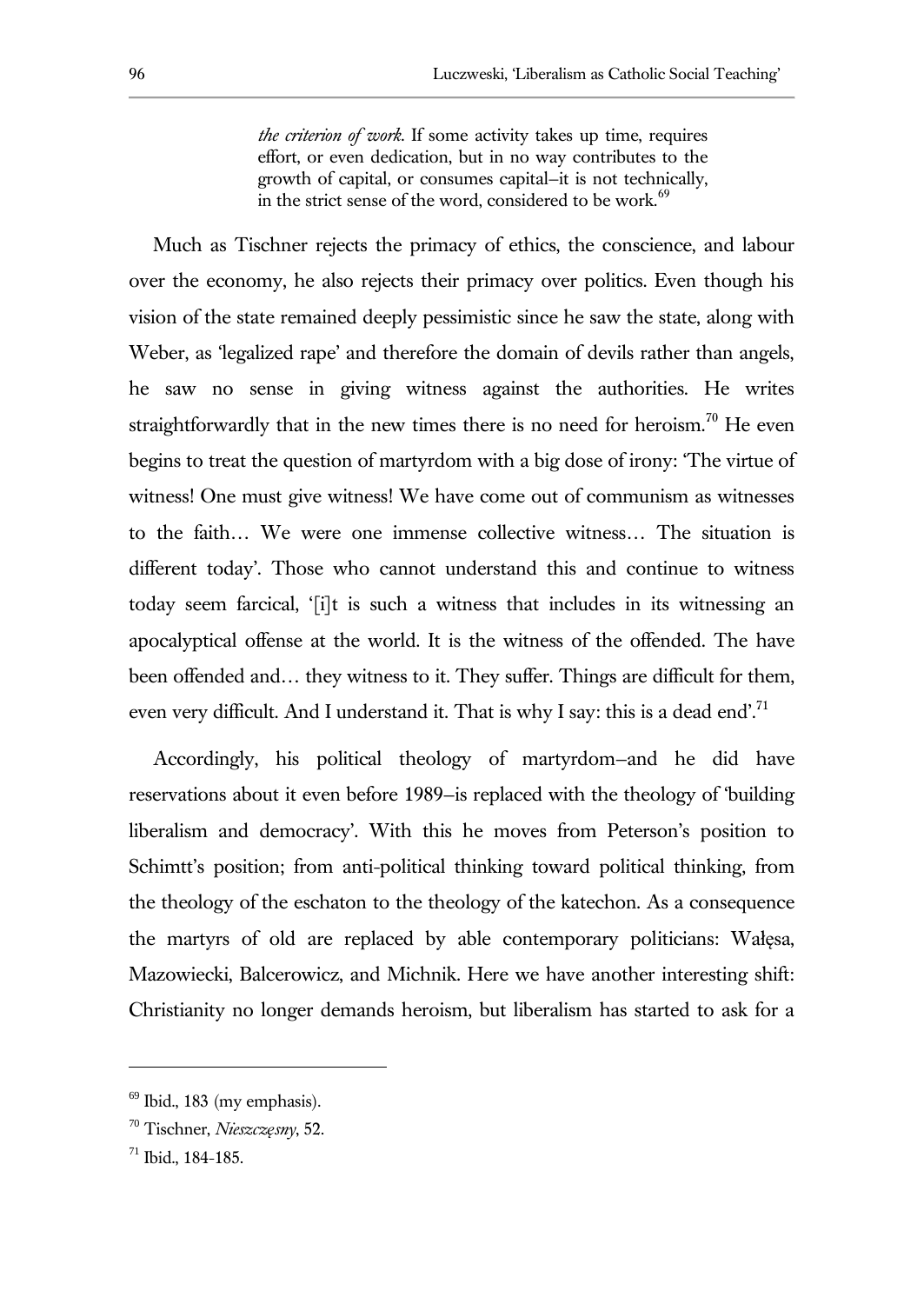> *the criterion of work*. If some activity takes up time, requires effort, or even dedication, but in no way contributes to the growth of capital, or consumes capital–it is not technically, in the strict sense of the word, considered to be work.[69]

Much as Tischner rejects the primacy of ethics, the conscience, and labour over the economy, he also rejects their primacy over politics. Even though his vision of the state remained deeply pessimistic since he saw the state, along with Weber, as 'legalized rape' and therefore the domain of devils rather than angels, he saw no sense in giving witness against the authorities. He writes straightforwardly that in the new times there is no need for heroism.[70] He even begins to treat the question of martyrdom with a big dose of irony: 'The virtue of witness! One must give witness! We have come out of communism as witnesses to the faith… We were one immense collective witness… The situation is different today'. Those who cannot understand this and continue to witness today seem farcical, '[i]t is such a witness that includes in its witnessing an apocalyptical offense at the world. It is the witness of the offended. The have been offended and… they witness to it. They suffer. Things are difficult for them, even very difficult. And I understand it. That is why I say: this is a dead end'.[71]

Accordingly, his political theology of martyrdom–and he did have reservations about it even before 1989–is replaced with the theology of 'building liberalism and democracy'. With this he moves from Peterson's position to Schimtt's position; from anti-political thinking toward political thinking, from the theology of the eschaton to the theology of the katechon. As a consequence the martyrs of old are replaced by able contemporary politicians: Wałęsa, Mazowiecki, Balcerowicz, and Michnik. Here we have another interesting shift: Christianity no longer demands heroism, but liberalism has started to ask for a

---

[69] Ibid., 183 (my emphasis).

[70] Tischner, *Nieszczęsny*, 52.

[71] Ibid., 184-185.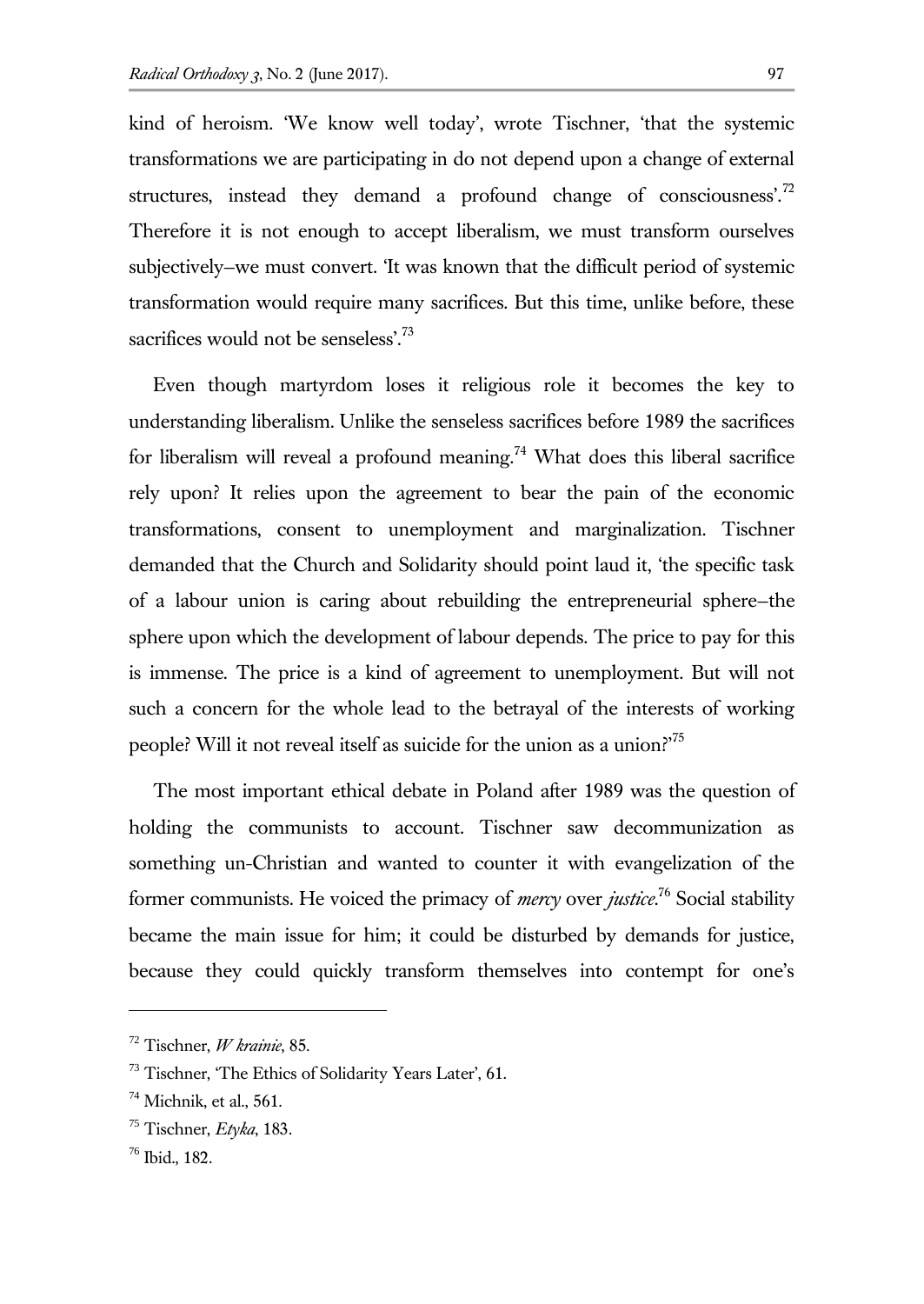kind of heroism. 'We know well today', wrote Tischner, 'that the systemic transformations we are participating in do not depend upon a change of external structures, instead they demand a profound change of consciousness'.[72] Therefore it is not enough to accept liberalism, we must transform ourselves subjectively–we must convert. 'It was known that the difficult period of systemic transformation would require many sacrifices. But this time, unlike before, these sacrifices would not be senseless'.[73]

Even though martyrdom loses it religious role it becomes the key to understanding liberalism. Unlike the senseless sacrifices before 1989 the sacrifices for liberalism will reveal a profound meaning.[74] What does this liberal sacrifice rely upon? It relies upon the agreement to bear the pain of the economic transformations, consent to unemployment and marginalization. Tischner demanded that the Church and Solidarity should point laud it, 'the specific task of a labour union is caring about rebuilding the entrepreneurial sphere–the sphere upon which the development of labour depends. The price to pay for this is immense. The price is a kind of agreement to unemployment. But will not such a concern for the whole lead to the betrayal of the interests of working people? Will it not reveal itself as suicide for the union as a union?'[75]

The most important ethical debate in Poland after 1989 was the question of holding the communists to account. Tischner saw decommunization as something un-Christian and wanted to counter it with evangelization of the former communists. He voiced the primacy of *mercy* over *justice*.[76] Social stability became the main issue for him; it could be disturbed by demands for justice, because they could quickly transform themselves into contempt for one's

---

[72] Tischner, *W krainie*, 85.

[73] Tischner, 'The Ethics of Solidarity Years Later', 61.

[74] Michnik, et al., 561.

[75] Tischner, *Etyka*, 183.

[76] Ibid., 182.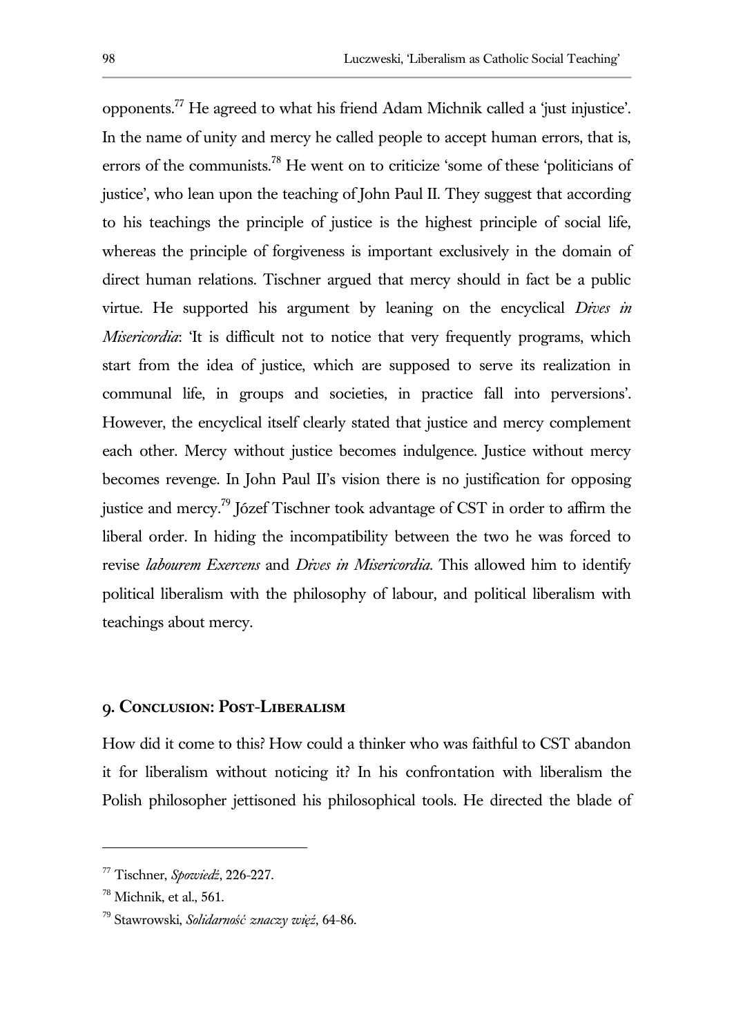opponents.[77] He agreed to what his friend Adam Michnik called a 'just injustice'. In the name of unity and mercy he called people to accept human errors, that is, errors of the communists.[78] He went on to criticize 'some of these 'politicians of justice', who lean upon the teaching of John Paul II. They suggest that according to his teachings the principle of justice is the highest principle of social life, whereas the principle of forgiveness is important exclusively in the domain of direct human relations. Tischner argued that mercy should in fact be a public virtue. He supported his argument by leaning on the encyclical *Dives in Misericordia*: 'It is difficult not to notice that very frequently programs, which start from the idea of justice, which are supposed to serve its realization in communal life, in groups and societies, in practice fall into perversions'. However, the encyclical itself clearly stated that justice and mercy complement each other. Mercy without justice becomes indulgence. Justice without mercy becomes revenge. In John Paul II's vision there is no justification for opposing justice and mercy.[79] Józef Tischner took advantage of CST in order to affirm the liberal order. In hiding the incompatibility between the two he was forced to revise *labourem Exercens* and *Dives in Misericordia*. This allowed him to identify political liberalism with the philosophy of labour, and political liberalism with teachings about mercy.

## 9. Conclusion: Post-Liberalism

How did it come to this? How could a thinker who was faithful to CST abandon it for liberalism without noticing it? In his confrontation with liberalism the Polish philosopher jettisoned his philosophical tools. He directed the blade of

---

[77] Tischner, *Spowiedź*, 226-227.

[78] Michnik, et al., 561.

[79] Stawrowski, *Solidarność znaczy więź*, 64-86.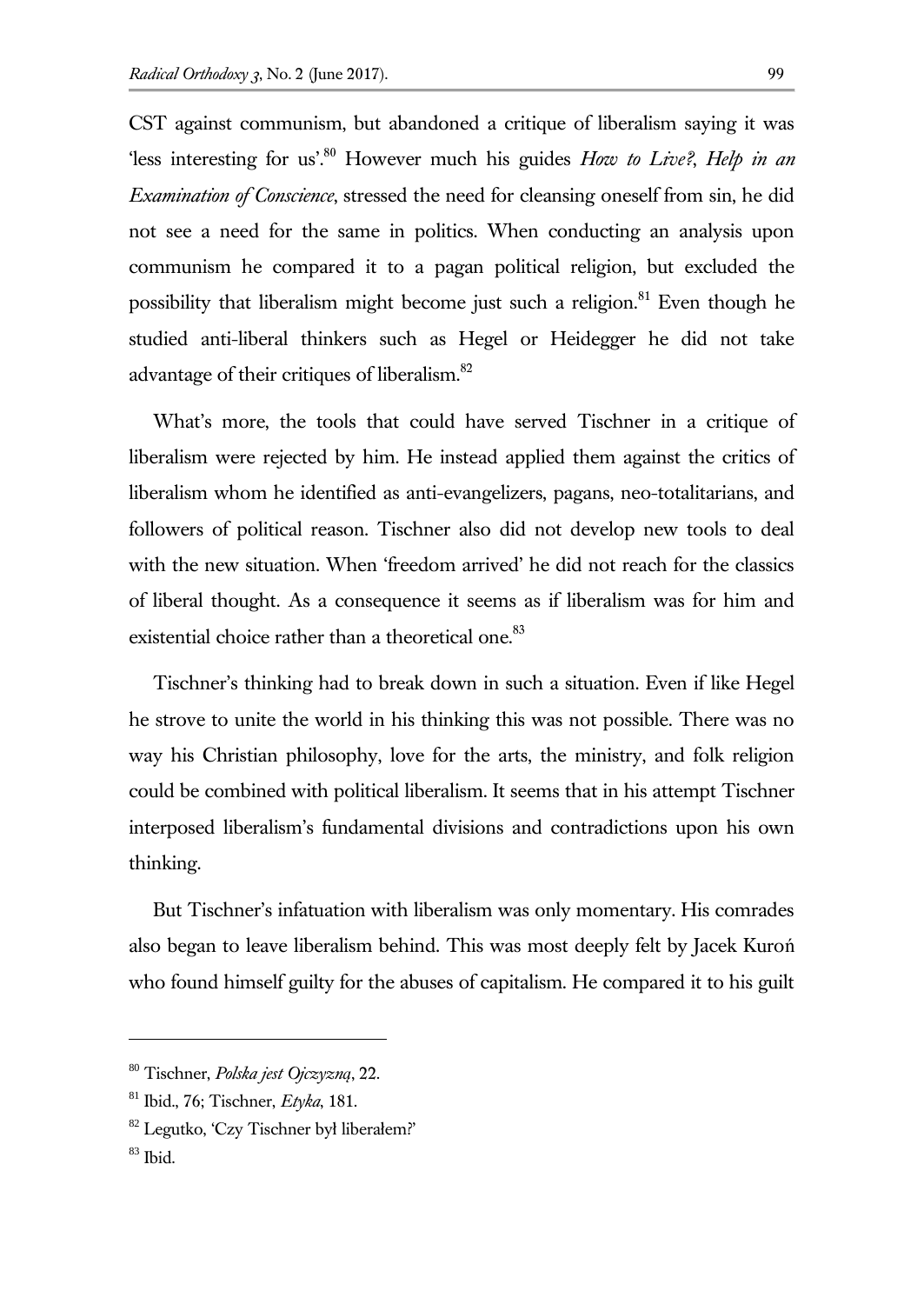CST against communism, but abandoned a critique of liberalism saying it was 'less interesting for us'.[80] However much his guides *How to Live?*, *Help in an Examination of Conscience*, stressed the need for cleansing oneself from sin, he did not see a need for the same in politics. When conducting an analysis upon communism he compared it to a pagan political religion, but excluded the possibility that liberalism might become just such a religion.[81] Even though he studied anti-liberal thinkers such as Hegel or Heidegger he did not take advantage of their critiques of liberalism.[82]

What's more, the tools that could have served Tischner in a critique of liberalism were rejected by him. He instead applied them against the critics of liberalism whom he identified as anti-evangelizers, pagans, neo-totalitarians, and followers of political reason. Tischner also did not develop new tools to deal with the new situation. When 'freedom arrived' he did not reach for the classics of liberal thought. As a consequence it seems as if liberalism was for him and existential choice rather than a theoretical one.[83]

Tischner's thinking had to break down in such a situation. Even if like Hegel he strove to unite the world in his thinking this was not possible. There was no way his Christian philosophy, love for the arts, the ministry, and folk religion could be combined with political liberalism. It seems that in his attempt Tischner interposed liberalism's fundamental divisions and contradictions upon his own thinking.

But Tischner's infatuation with liberalism was only momentary. His comrades also began to leave liberalism behind. This was most deeply felt by Jacek Kuroń who found himself guilty for the abuses of capitalism. He compared it to his guilt

---

[80] Tischner, *Polska jest Ojczyzną*, 22.

[81] Ibid., 76; Tischner, *Etyka*, 181.

[82] Legutko, 'Czy Tischner był liberałem?'

[83] Ibid.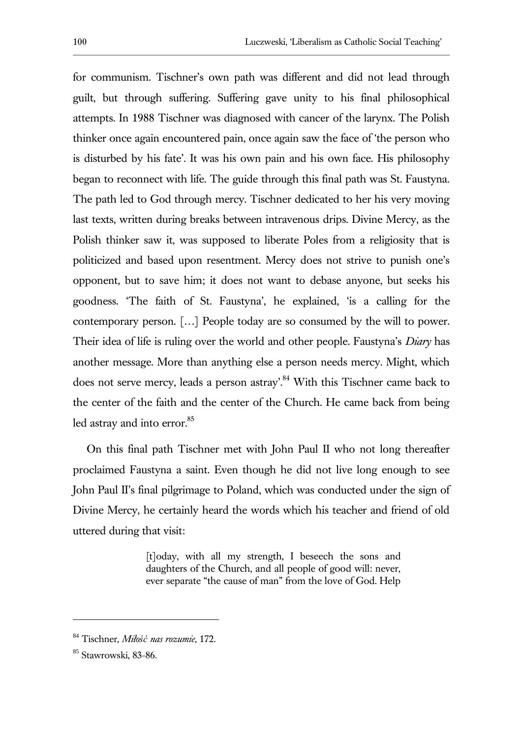for communism. Tischner's own path was different and did not lead through guilt, but through suffering. Suffering gave unity to his final philosophical attempts. In 1988 Tischner was diagnosed with cancer of the larynx. The Polish thinker once again encountered pain, once again saw the face of 'the person who is disturbed by his fate'. It was his own pain and his own face. His philosophy began to reconnect with life. The guide through this final path was St. Faustyna. The path led to God through mercy. Tischner dedicated to her his very moving last texts, written during breaks between intravenous drips. Divine Mercy, as the Polish thinker saw it, was supposed to liberate Poles from a religiosity that is politicized and based upon resentment. Mercy does not strive to punish one's opponent, but to save him; it does not want to debase anyone, but seeks his goodness. 'The faith of St. Faustyna', he explained, 'is a calling for the contemporary person. […] People today are so consumed by the will to power. Their idea of life is ruling over the world and other people. Faustyna's *Diary* has another message. More than anything else a person needs mercy. Might, which does not serve mercy, leads a person astray'.[84] With this Tischner came back to the center of the faith and the center of the Church. He came back from being led astray and into error.[85]

On this final path Tischner met with John Paul II who not long thereafter proclaimed Faustyna a saint. Even though he did not live long enough to see John Paul II's final pilgrimage to Poland, which was conducted under the sign of Divine Mercy, he certainly heard the words which his teacher and friend of old uttered during that visit:

> [t]oday, with all my strength, I beseech the sons and daughters of the Church, and all people of good will: never, ever separate "the cause of man" from the love of God. Help

---

[84] Tischner, *Miłość nas rozumie*, 172.

[85] Stawrowski, 83-86.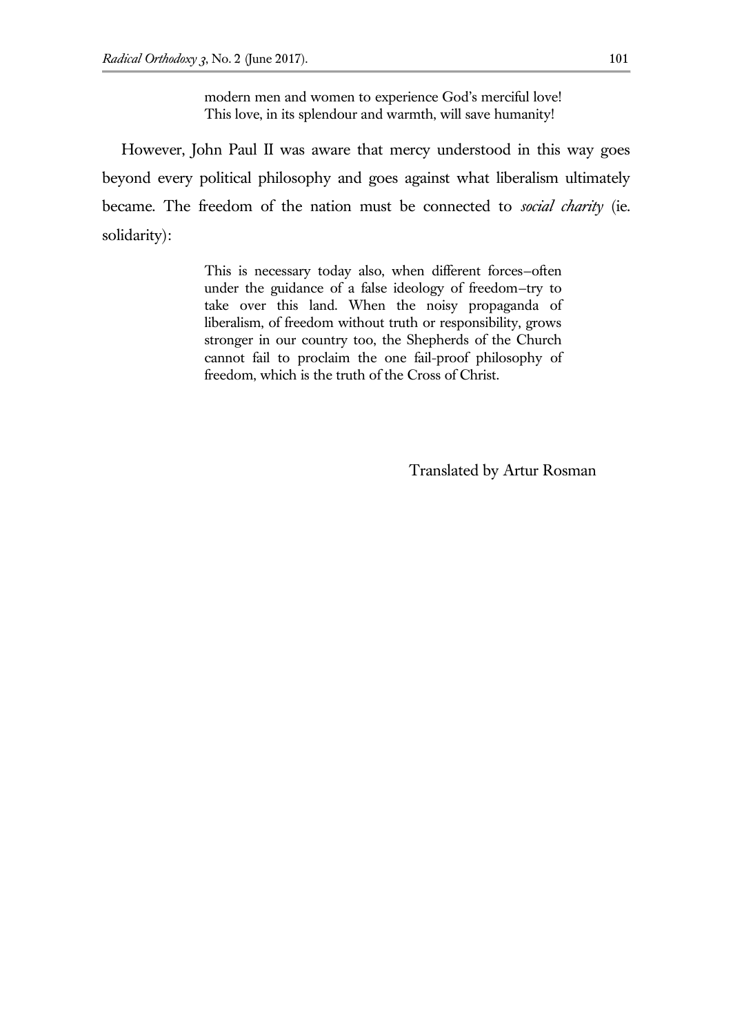> modern men and women to experience God's merciful love! This love, in its splendour and warmth, will save humanity!

However, John Paul II was aware that mercy understood in this way goes beyond every political philosophy and goes against what liberalism ultimately became. The freedom of the nation must be connected to *social charity* (ie. solidarity):

> This is necessary today also, when different forces–often under the guidance of a false ideology of freedom–try to take over this land. When the noisy propaganda of liberalism, of freedom without truth or responsibility, grows stronger in our country too, the Shepherds of the Church cannot fail to proclaim the one fail-proof philosophy of freedom, which is the truth of the Cross of Christ.

Translated by Artur Rosman